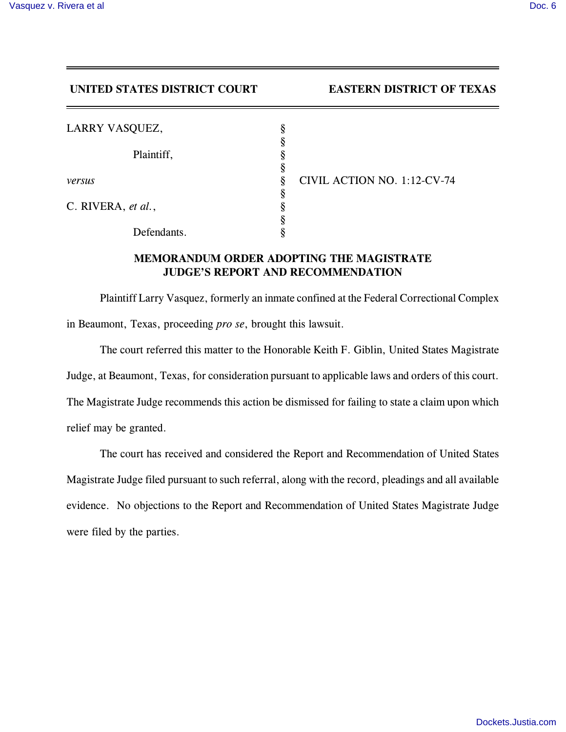**UNITED STATES DISTRICT COURT** **EASTERN DISTRICT OF TEXAS**

| | | |
|---|---|---|
| LARRY VASQUEZ, | § | |
| | § | |
| Plaintiff, | § | |
| | § | |
| *versus* | § | CIVIL ACTION NO. 1:12-CV-74 |
| | § | |
| C. RIVERA, *et al.*, | § | |
| | § | |
| Defendants. | § | |

## MEMORANDUM ORDER ADOPTING THE MAGISTRATE JUDGE'S REPORT AND RECOMMENDATION

Plaintiff Larry Vasquez, formerly an inmate confined at the Federal Correctional Complex in Beaumont, Texas, proceeding *pro se*, brought this lawsuit.

The court referred this matter to the Honorable Keith F. Giblin, United States Magistrate Judge, at Beaumont, Texas, for consideration pursuant to applicable laws and orders of this court. The Magistrate Judge recommends this action be dismissed for failing to state a claim upon which relief may be granted.

The court has received and considered the Report and Recommendation of United States Magistrate Judge filed pursuant to such referral, along with the record, pleadings and all available evidence. No objections to the Report and Recommendation of United States Magistrate Judge were filed by the parties.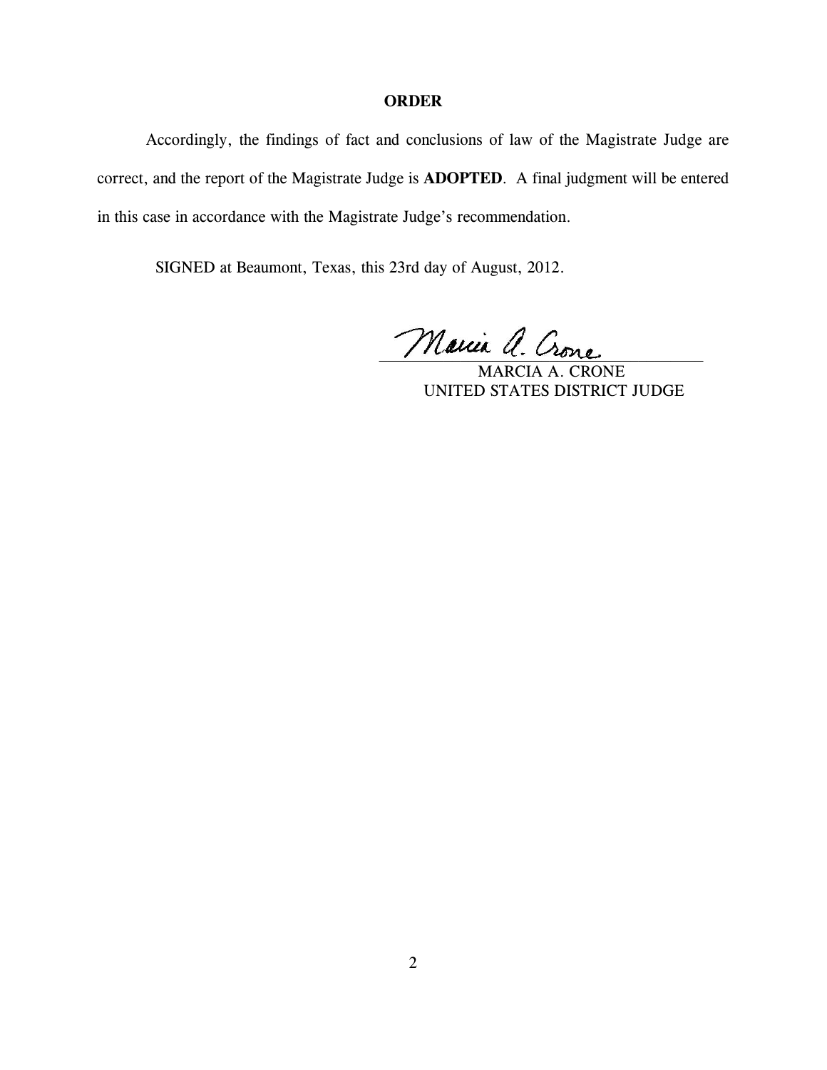## ORDER

Accordingly, the findings of fact and conclusions of law of the Magistrate Judge are correct, and the report of the Magistrate Judge is **ADOPTED**. A final judgment will be entered in this case in accordance with the Magistrate Judge's recommendation.

SIGNED at Beaumont, Texas, this 23rd day of August, 2012.

Marcia A. Crone

MARCIA A. CRONE
UNITED STATES DISTRICT JUDGE